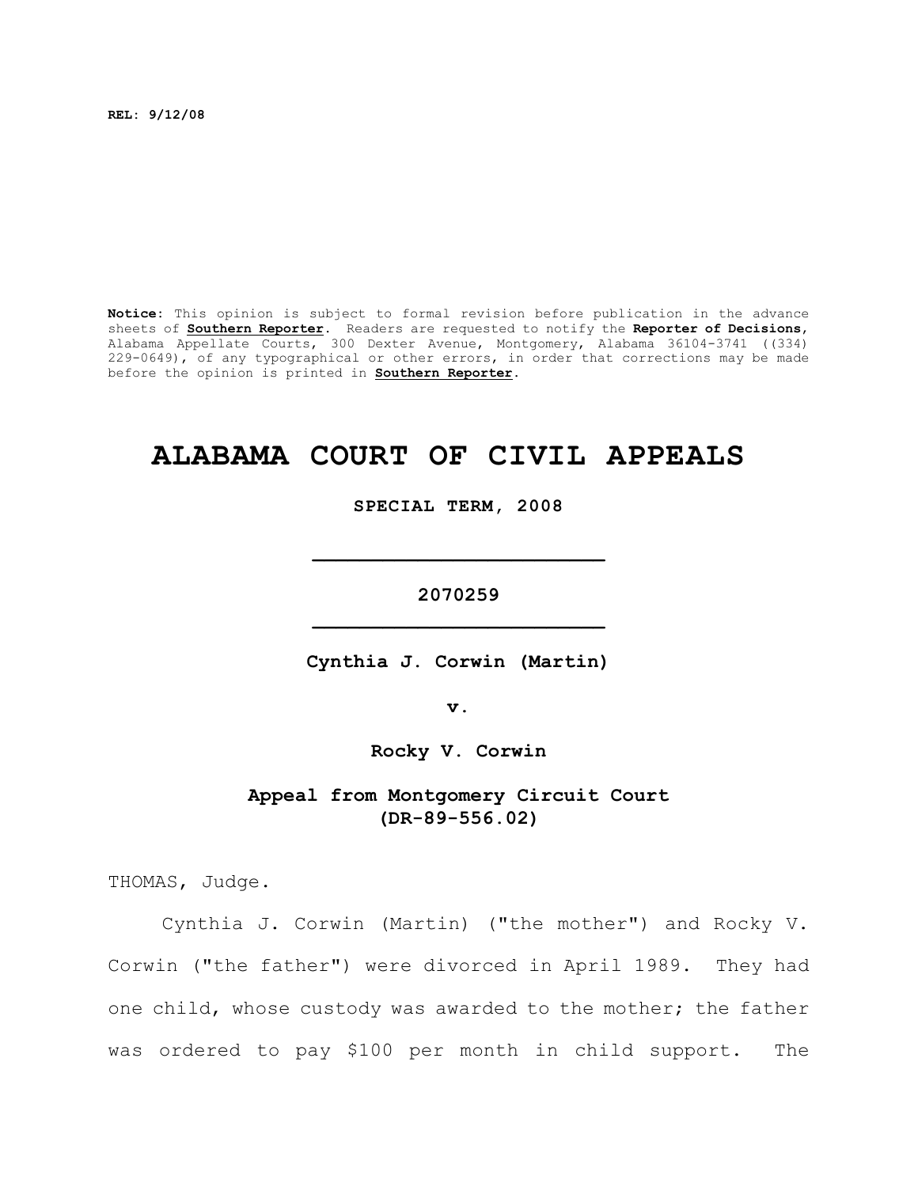**REL: 9/12/08**

**Notice:** This opinion is subject to formal revision before publication in the advance sheets of **Southern Reporter**. Readers are requested to notify the **Reporter of Decisions**, Alabama Appellate Courts, 300 Dexter Avenue, Montgomery, Alabama 36104-3741 ((334) 229-0649), of any typographical or other errors, in order that corrections may be made before the opinion is printed in **Southern Reporter**.

# ALABAMA COURT OF CIVIL APPEALS

**SPECIAL TERM, 2008**

---

**2070259**

---

**Cynthia J. Corwin (Martin)**

**v.**

**Rocky V. Corwin**

**Appeal from Montgomery Circuit Court (DR-89-556.02)**

THOMAS, Judge.

Cynthia J. Corwin (Martin) ("the mother") and Rocky V. Corwin ("the father") were divorced in April 1989. They had one child, whose custody was awarded to the mother; the father was ordered to pay $100 per month in child support. The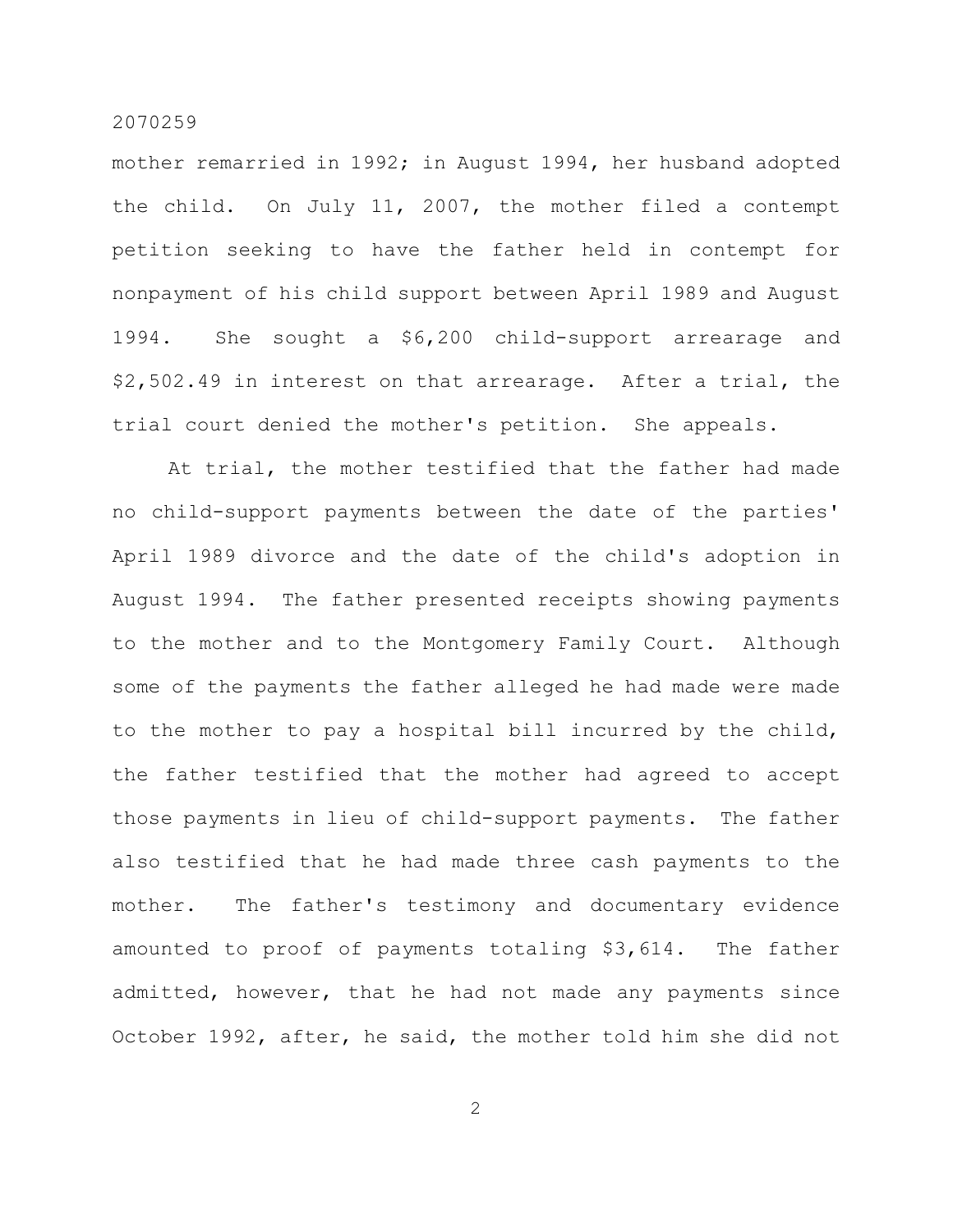mother remarried in 1992; in August 1994, her husband adopted the child. On July 11, 2007, the mother filed a contempt petition seeking to have the father held in contempt for nonpayment of his child support between April 1989 and August 1994. She sought a $6,200 child-support arrearage and $2,502.49 in interest on that arrearage. After a trial, the trial court denied the mother's petition. She appeals.

At trial, the mother testified that the father had made no child-support payments between the date of the parties' April 1989 divorce and the date of the child's adoption in August 1994. The father presented receipts showing payments to the mother and to the Montgomery Family Court. Although some of the payments the father alleged he had made were made to the mother to pay a hospital bill incurred by the child, the father testified that the mother had agreed to accept those payments in lieu of child-support payments. The father also testified that he had made three cash payments to the mother. The father's testimony and documentary evidence amounted to proof of payments totaling $3,614. The father admitted, however, that he had not made any payments since October 1992, after, he said, the mother told him she did not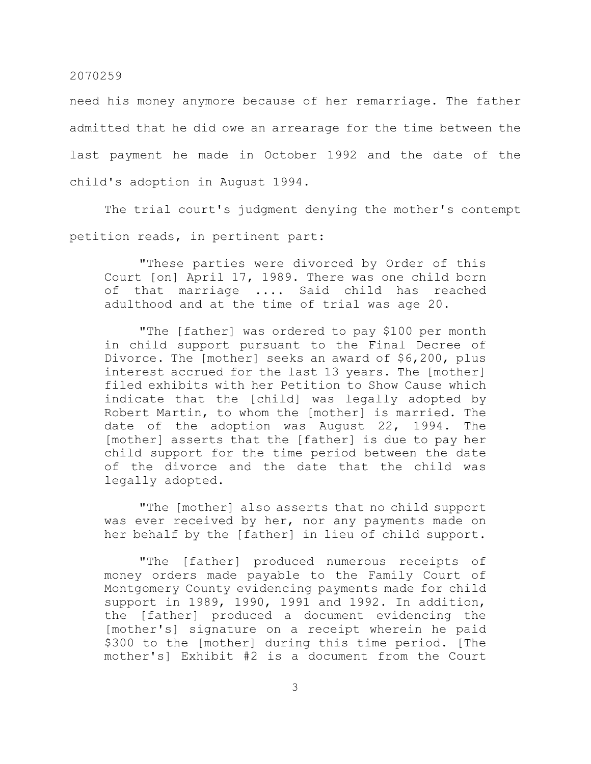need his money anymore because of her remarriage. The father admitted that he did owe an arrearage for the time between the last payment he made in October 1992 and the date of the child's adoption in August 1994.

The trial court's judgment denying the mother's contempt petition reads, in pertinent part:

> "These parties were divorced by Order of this Court [on] April 17, 1989. There was one child born of that marriage .... Said child has reached adulthood and at the time of trial was age 20.
>
> "The [father] was ordered to pay $100 per month in child support pursuant to the Final Decree of Divorce. The [mother] seeks an award of $6,200, plus interest accrued for the last 13 years. The [mother] filed exhibits with her Petition to Show Cause which indicate that the [child] was legally adopted by Robert Martin, to whom the [mother] is married. The date of the adoption was August 22, 1994. The [mother] asserts that the [father] is due to pay her child support for the time period between the date of the divorce and the date that the child was legally adopted.
>
> "The [mother] also asserts that no child support was ever received by her, nor any payments made on her behalf by the [father] in lieu of child support.
>
> "The [father] produced numerous receipts of money orders made payable to the Family Court of Montgomery County evidencing payments made for child support in 1989, 1990, 1991 and 1992. In addition, the [father] produced a document evidencing the [mother's] signature on a receipt wherein he paid $300 to the [mother] during this time period. [The mother's] Exhibit #2 is a document from the Court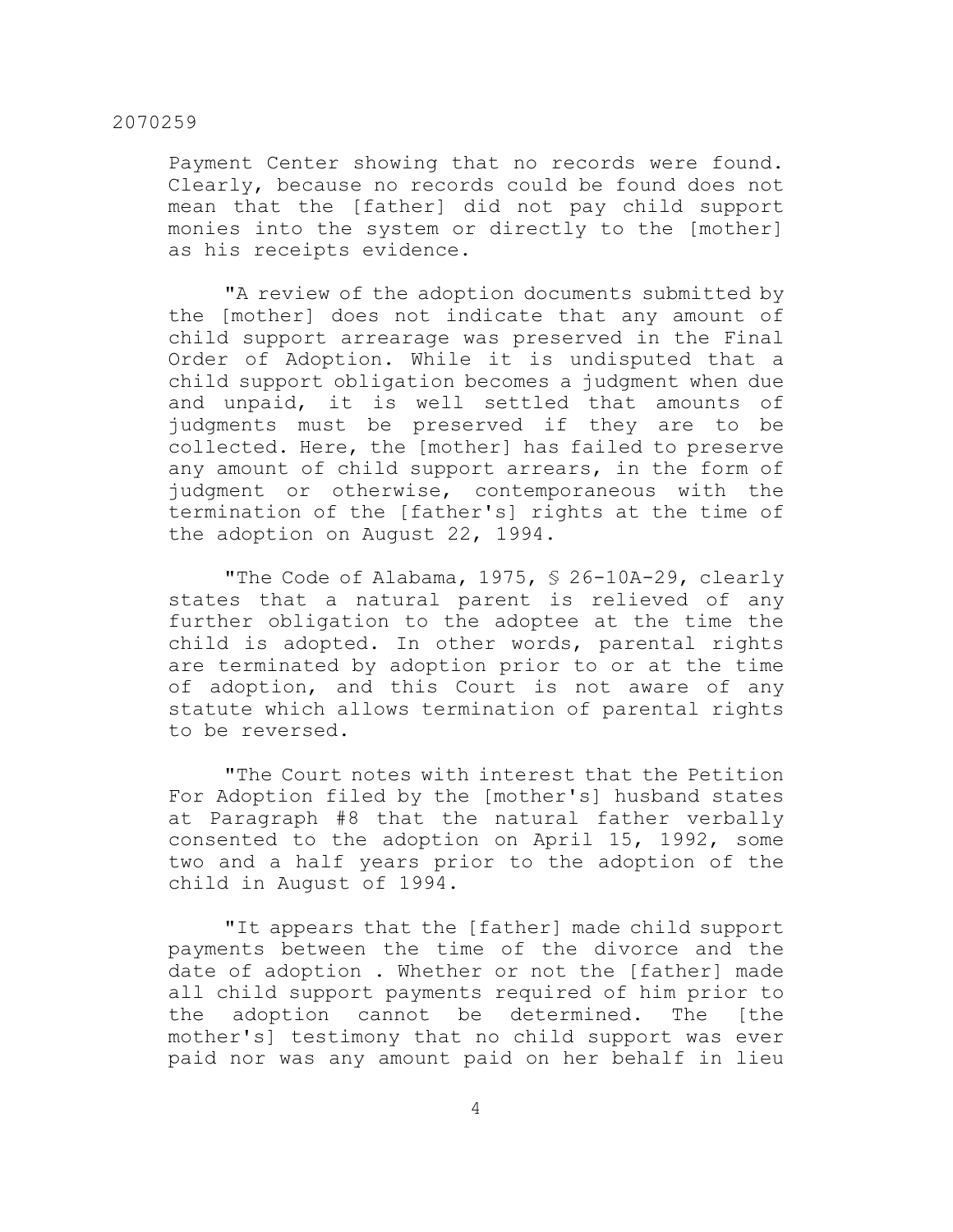Payment Center showing that no records were found. Clearly, because no records could be found does not mean that the [father] did not pay child support monies into the system or directly to the [mother] as his receipts evidence.

"A review of the adoption documents submitted by the [mother] does not indicate that any amount of child support arrearage was preserved in the Final Order of Adoption. While it is undisputed that a child support obligation becomes a judgment when due and unpaid, it is well settled that amounts of judgments must be preserved if they are to be collected. Here, the [mother] has failed to preserve any amount of child support arrears, in the form of judgment or otherwise, contemporaneous with the termination of the [father's] rights at the time of the adoption on August 22, 1994.

"The Code of Alabama, 1975, § 26-10A-29, clearly states that a natural parent is relieved of any further obligation to the adoptee at the time the child is adopted. In other words, parental rights are terminated by adoption prior to or at the time of adoption, and this Court is not aware of any statute which allows termination of parental rights to be reversed.

"The Court notes with interest that the Petition For Adoption filed by the [mother's] husband states at Paragraph #8 that the natural father verbally consented to the adoption on April 15, 1992, some two and a half years prior to the adoption of the child in August of 1994.

"It appears that the [father] made child support payments between the time of the divorce and the date of adoption . Whether or not the [father] made all child support payments required of him prior to the adoption cannot be determined. The [the mother's] testimony that no child support was ever paid nor was any amount paid on her behalf in lieu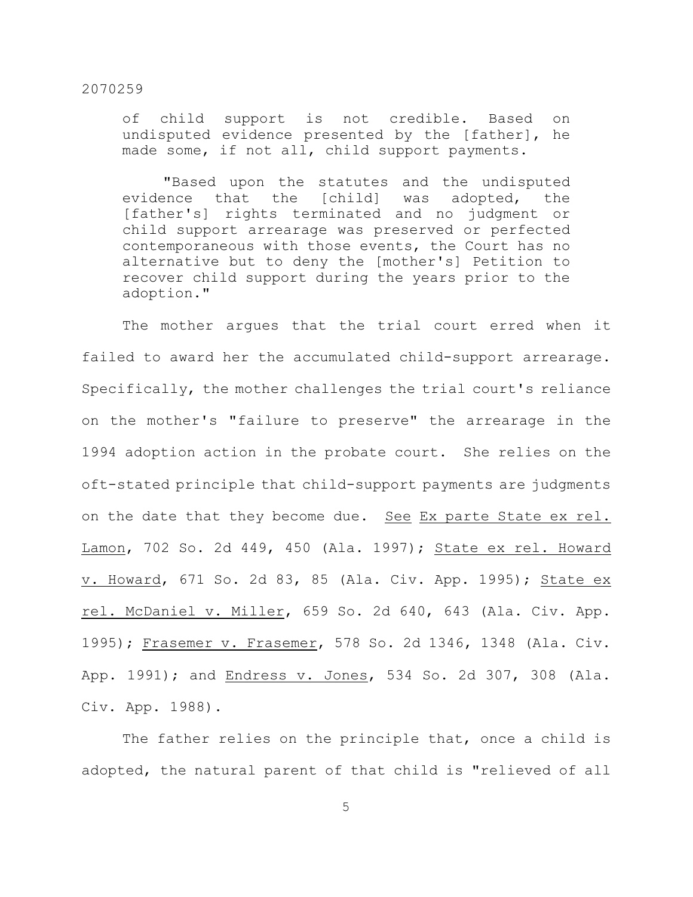of child support is not credible. Based on undisputed evidence presented by the [father], he made some, if not all, child support payments.

> "Based upon the statutes and the undisputed evidence that the [child] was adopted, the [father's] rights terminated and no judgment or child support arrearage was preserved or perfected contemporaneous with those events, the Court has no alternative but to deny the [mother's] Petition to recover child support during the years prior to the adoption."

The mother argues that the trial court erred when it failed to award her the accumulated child-support arrearage. Specifically, the mother challenges the trial court's reliance on the mother's "failure to preserve" the arrearage in the 1994 adoption action in the probate court. She relies on the oft-stated principle that child-support payments are judgments on the date that they become due. See Ex parte State ex rel. Lamon, 702 So. 2d 449, 450 (Ala. 1997); State ex rel. Howard v. Howard, 671 So. 2d 83, 85 (Ala. Civ. App. 1995); State ex rel. McDaniel v. Miller, 659 So. 2d 640, 643 (Ala. Civ. App. 1995); Frasemer v. Frasemer, 578 So. 2d 1346, 1348 (Ala. Civ. App. 1991); and Endress v. Jones, 534 So. 2d 307, 308 (Ala. Civ. App. 1988).

The father relies on the principle that, once a child is adopted, the natural parent of that child is "relieved of all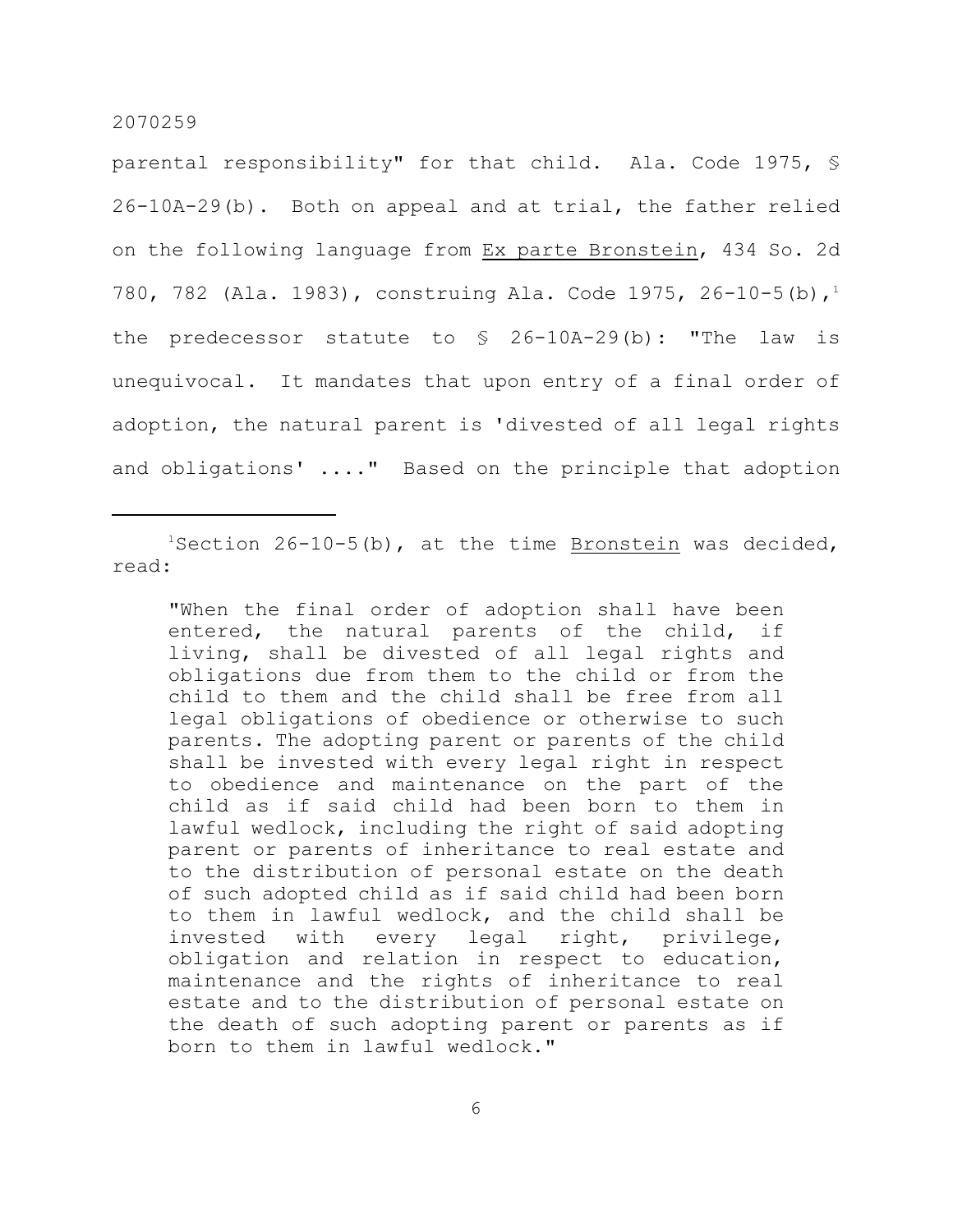parental responsibility" for that child. Ala. Code 1975, § 26-10A-29(b). Both on appeal and at trial, the father relied on the following language from Ex parte Bronstein, 434 So. 2d 780, 782 (Ala. 1983), construing Ala. Code 1975, 26-10-5(b),[1] the predecessor statute to § 26-10A-29(b): "The law is unequivocal. It mandates that upon entry of a final order of adoption, the natural parent is 'divested of all legal rights and obligations' ...." Based on the principle that adoption

---

[1]Section 26-10-5(b), at the time Bronstein was decided, read:

> "When the final order of adoption shall have been entered, the natural parents of the child, if living, shall be divested of all legal rights and obligations due from them to the child or from the child to them and the child shall be free from all legal obligations of obedience or otherwise to such parents. The adopting parent or parents of the child shall be invested with every legal right in respect to obedience and maintenance on the part of the child as if said child had been born to them in lawful wedlock, including the right of said adopting parent or parents of inheritance to real estate and to the distribution of personal estate on the death of such adopted child as if said child had been born to them in lawful wedlock, and the child shall be invested with every legal right, privilege, obligation and relation in respect to education, maintenance and the rights of inheritance to real estate and to the distribution of personal estate on the death of such adopting parent or parents as if born to them in lawful wedlock."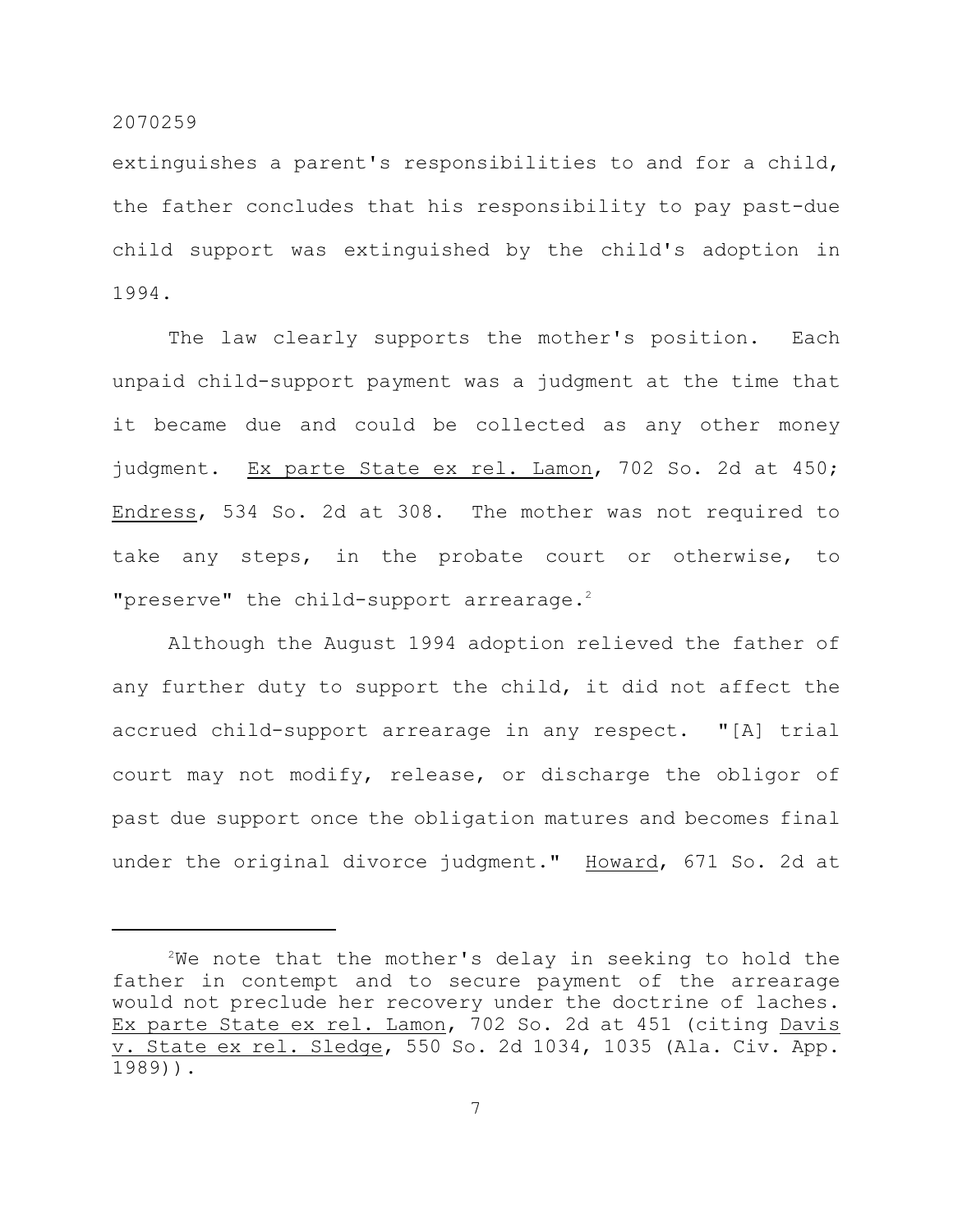extinguishes a parent's responsibilities to and for a child, the father concludes that his responsibility to pay past-due child support was extinguished by the child's adoption in 1994.

The law clearly supports the mother's position. Each unpaid child-support payment was a judgment at the time that it became due and could be collected as any other money judgment. Ex parte State ex rel. Lamon, 702 So. 2d at 450; Endress, 534 So. 2d at 308. The mother was not required to take any steps, in the probate court or otherwise, to "preserve" the child-support arrearage.[2]

Although the August 1994 adoption relieved the father of any further duty to support the child, it did not affect the accrued child-support arrearage in any respect. "[A] trial court may not modify, release, or discharge the obligor of past due support once the obligation matures and becomes final under the original divorce judgment." Howard, 671 So. 2d at

---

[2]We note that the mother's delay in seeking to hold the father in contempt and to secure payment of the arrearage would not preclude her recovery under the doctrine of laches. Ex parte State ex rel. Lamon, 702 So. 2d at 451 (citing Davis v. State ex rel. Sledge, 550 So. 2d 1034, 1035 (Ala. Civ. App. 1989)).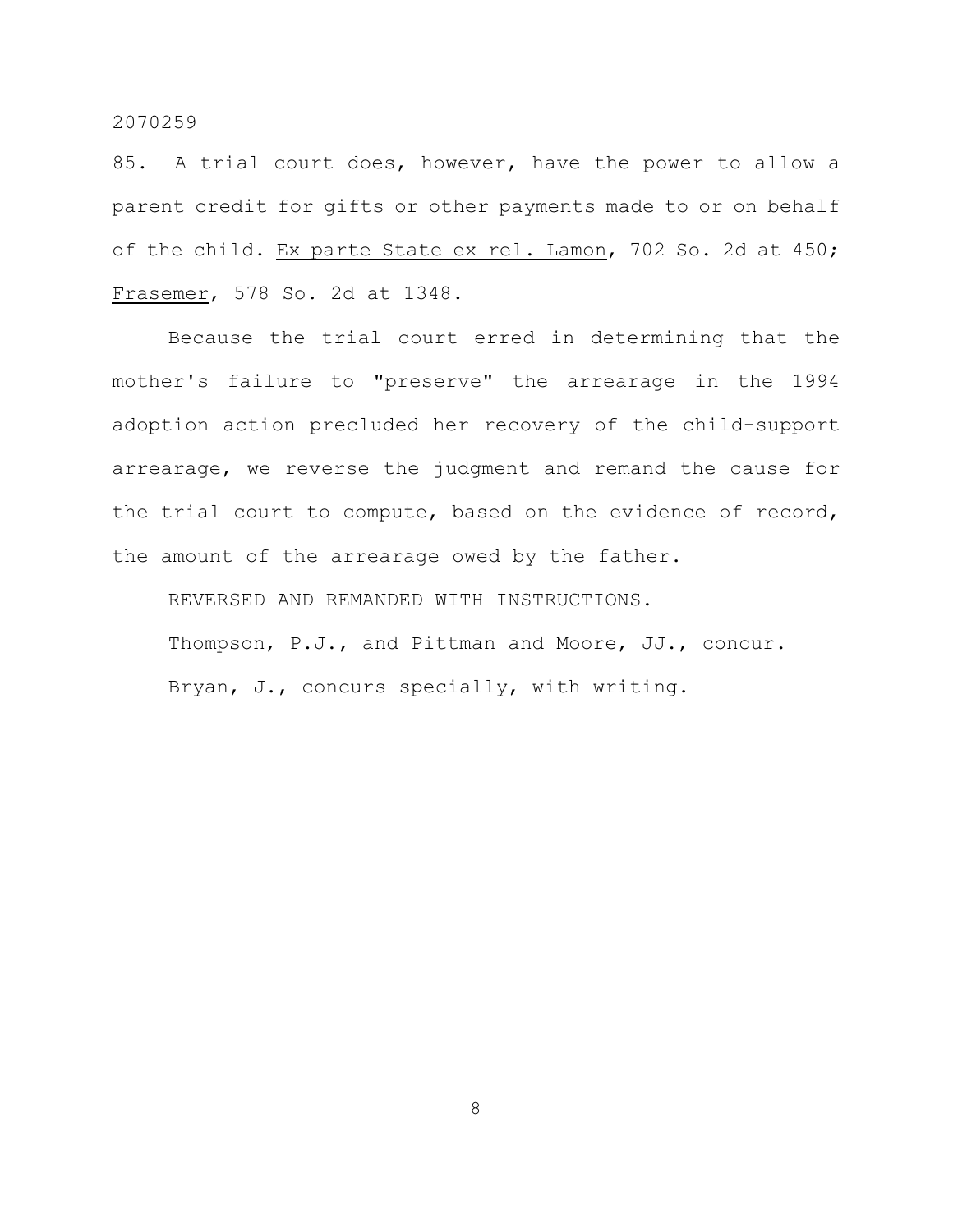85. A trial court does, however, have the power to allow a parent credit for gifts or other payments made to or on behalf of the child. Ex parte State ex rel. Lamon, 702 So. 2d at 450; Frasemer, 578 So. 2d at 1348.

Because the trial court erred in determining that the mother's failure to "preserve" the arrearage in the 1994 adoption action precluded her recovery of the child-support arrearage, we reverse the judgment and remand the cause for the trial court to compute, based on the evidence of record, the amount of the arrearage owed by the father.

REVERSED AND REMANDED WITH INSTRUCTIONS.

Thompson, P.J., and Pittman and Moore, JJ., concur.

Bryan, J., concurs specially, with writing.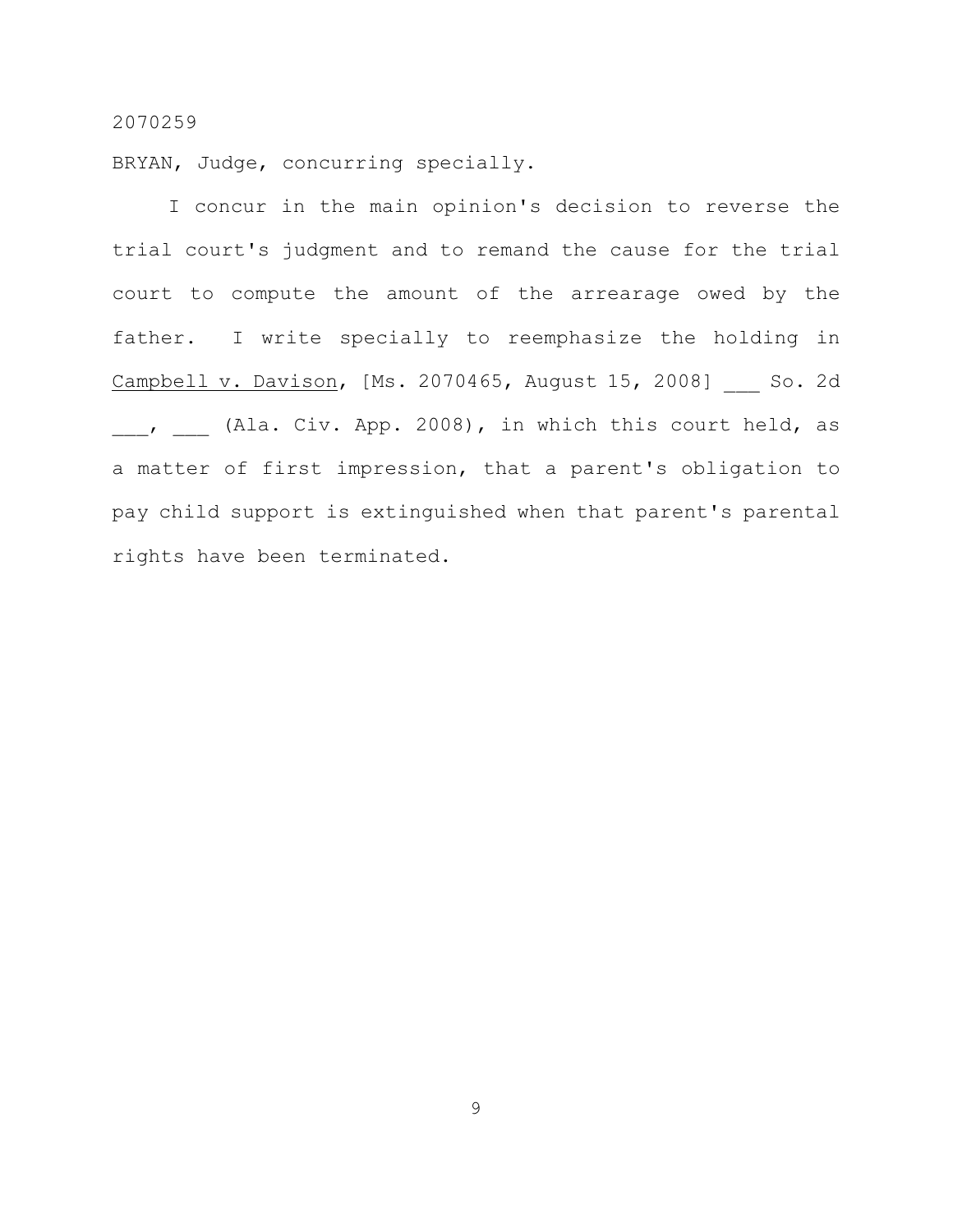2070259

BRYAN, Judge, concurring specially.

I concur in the main opinion's decision to reverse the trial court's judgment and to remand the cause for the trial court to compute the amount of the arrearage owed by the father. I write specially to reemphasize the holding in Campbell v. Davison, [Ms. 2070465, August 15, 2008] ___ So. 2d ___, ___ (Ala. Civ. App. 2008), in which this court held, as a matter of first impression, that a parent's obligation to pay child support is extinguished when that parent's parental rights have been terminated.